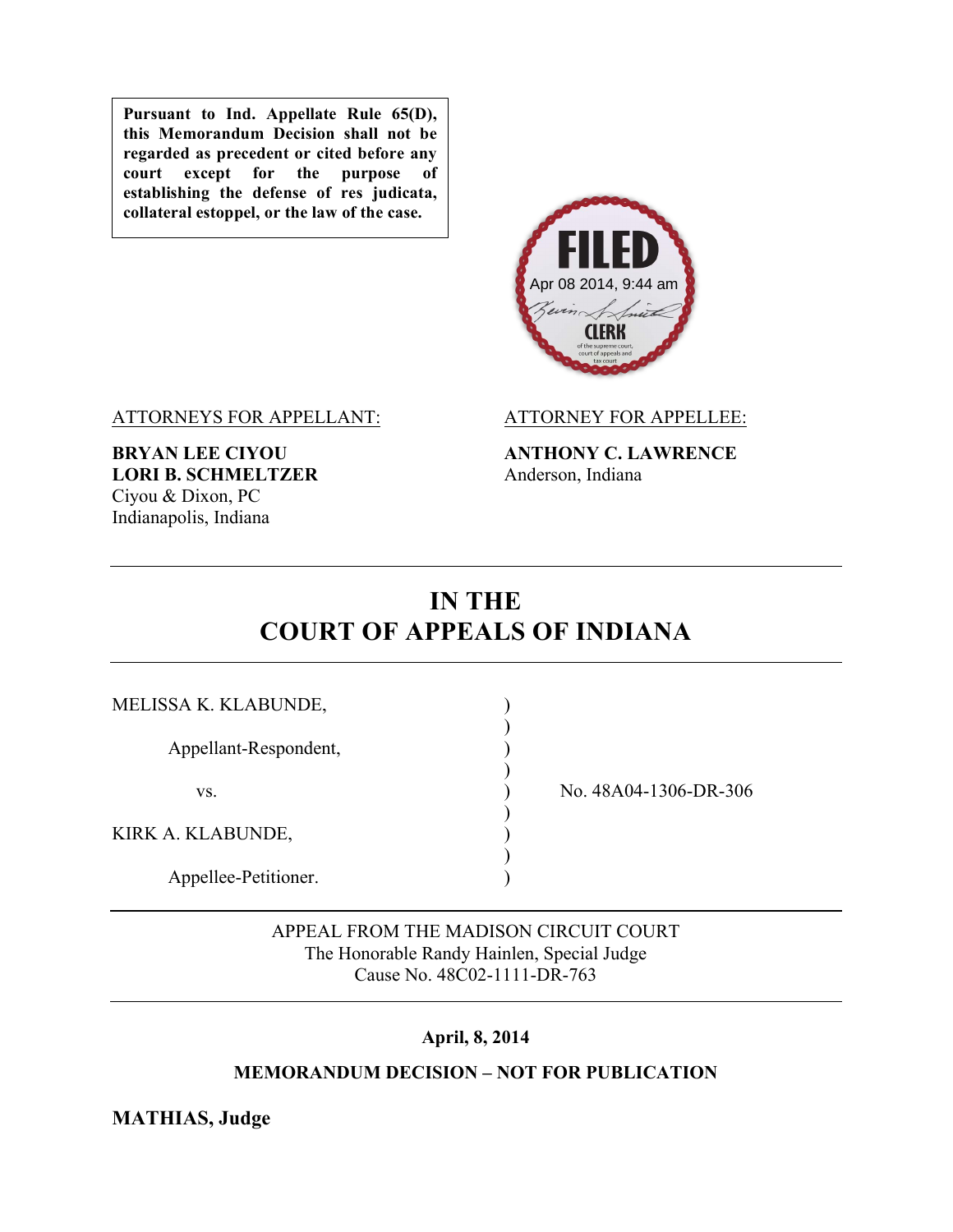**Pursuant to Ind. Appellate Rule 65(D), this Memorandum Decision shall not be regarded as precedent or cited before any court except for the purpose of establishing the defense of res judicata, collateral estoppel, or the law of the case.**

FILED
Apr 08 2014, 9:44 am
CLERK
of the supreme court, court of appeals and tax court

ATTORNEYS FOR APPELLANT:

**BRYAN LEE CIYOU**
**LORI B. SCHMELTZER**
Ciyou & Dixon, PC
Indianapolis, Indiana

ATTORNEY FOR APPELLEE:

**ANTHONY C. LAWRENCE**
Anderson, Indiana

# IN THE COURT OF APPEALS OF INDIANA

MELISSA K. KLABUNDE,

Appellant-Respondent,

vs.

KIRK A. KLABUNDE,

Appellee-Petitioner.

No. 48A04-1306-DR-306

APPEAL FROM THE MADISON CIRCUIT COURT
The Honorable Randy Hainlen, Special Judge
Cause No. 48C02-1111-DR-763

**April, 8, 2014**

**MEMORANDUM DECISION – NOT FOR PUBLICATION**

**MATHIAS, Judge**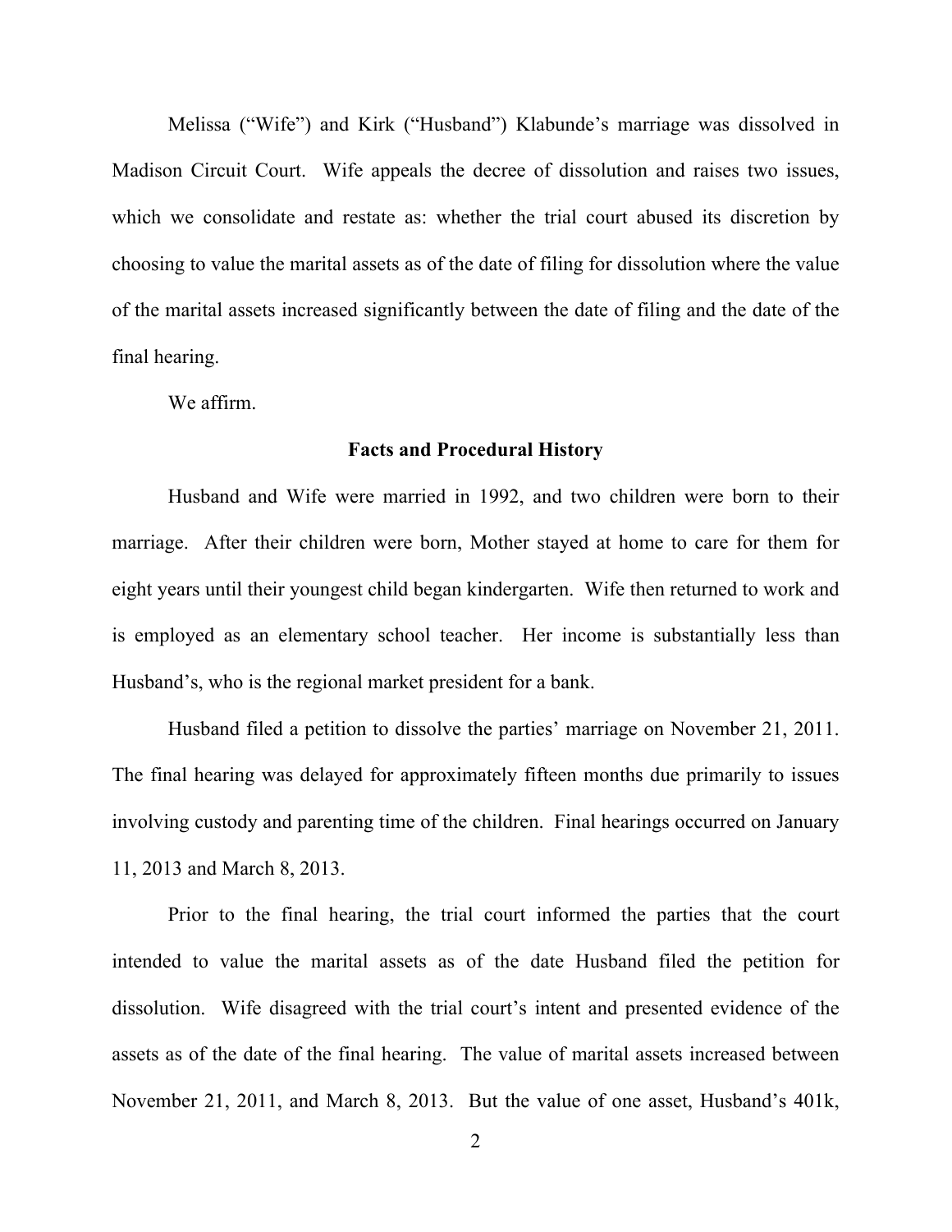Melissa ("Wife") and Kirk ("Husband") Klabunde's marriage was dissolved in Madison Circuit Court. Wife appeals the decree of dissolution and raises two issues, which we consolidate and restate as: whether the trial court abused its discretion by choosing to value the marital assets as of the date of filing for dissolution where the value of the marital assets increased significantly between the date of filing and the date of the final hearing.

We affirm.

## Facts and Procedural History

Husband and Wife were married in 1992, and two children were born to their marriage. After their children were born, Mother stayed at home to care for them for eight years until their youngest child began kindergarten. Wife then returned to work and is employed as an elementary school teacher. Her income is substantially less than Husband's, who is the regional market president for a bank.

Husband filed a petition to dissolve the parties' marriage on November 21, 2011. The final hearing was delayed for approximately fifteen months due primarily to issues involving custody and parenting time of the children. Final hearings occurred on January 11, 2013 and March 8, 2013.

Prior to the final hearing, the trial court informed the parties that the court intended to value the marital assets as of the date Husband filed the petition for dissolution. Wife disagreed with the trial court's intent and presented evidence of the assets as of the date of the final hearing. The value of marital assets increased between November 21, 2011, and March 8, 2013. But the value of one asset, Husband's 401k,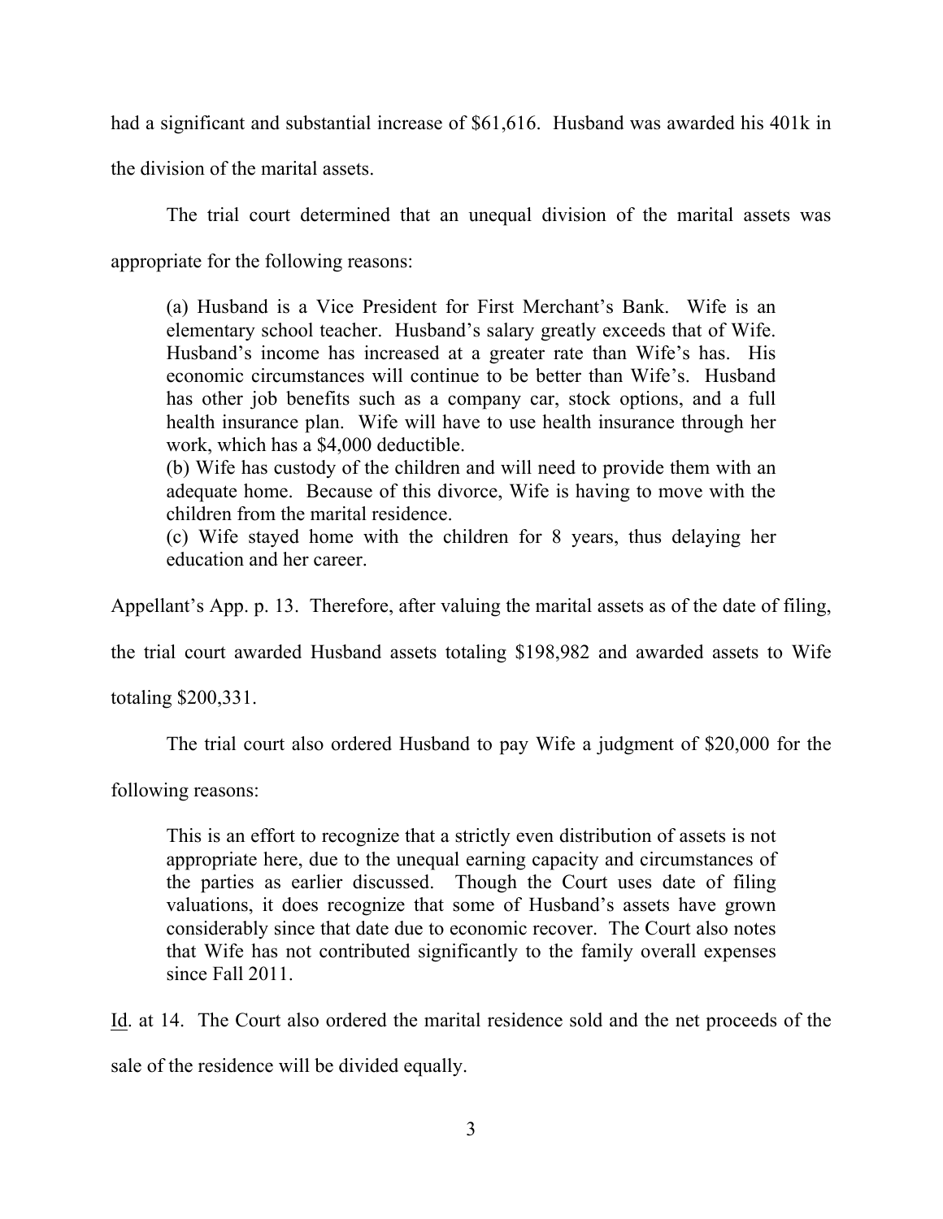had a significant and substantial increase of $61,616. Husband was awarded his 401k in the division of the marital assets.

The trial court determined that an unequal division of the marital assets was appropriate for the following reasons:

> (a) Husband is a Vice President for First Merchant's Bank. Wife is an elementary school teacher. Husband's salary greatly exceeds that of Wife. Husband's income has increased at a greater rate than Wife's has. His economic circumstances will continue to be better than Wife's. Husband has other job benefits such as a company car, stock options, and a full health insurance plan. Wife will have to use health insurance through her work, which has a $4,000 deductible.
> (b) Wife has custody of the children and will need to provide them with an adequate home. Because of this divorce, Wife is having to move with the children from the marital residence.
> (c) Wife stayed home with the children for 8 years, thus delaying her education and her career.

Appellant's App. p. 13. Therefore, after valuing the marital assets as of the date of filing, the trial court awarded Husband assets totaling $198,982 and awarded assets to Wife totaling $200,331.

The trial court also ordered Husband to pay Wife a judgment of $20,000 for the following reasons:

> This is an effort to recognize that a strictly even distribution of assets is not appropriate here, due to the unequal earning capacity and circumstances of the parties as earlier discussed. Though the Court uses date of filing valuations, it does recognize that some of Husband's assets have grown considerably since that date due to economic recover. The Court also notes that Wife has not contributed significantly to the family overall expenses since Fall 2011.

Id. at 14. The Court also ordered the marital residence sold and the net proceeds of the sale of the residence will be divided equally.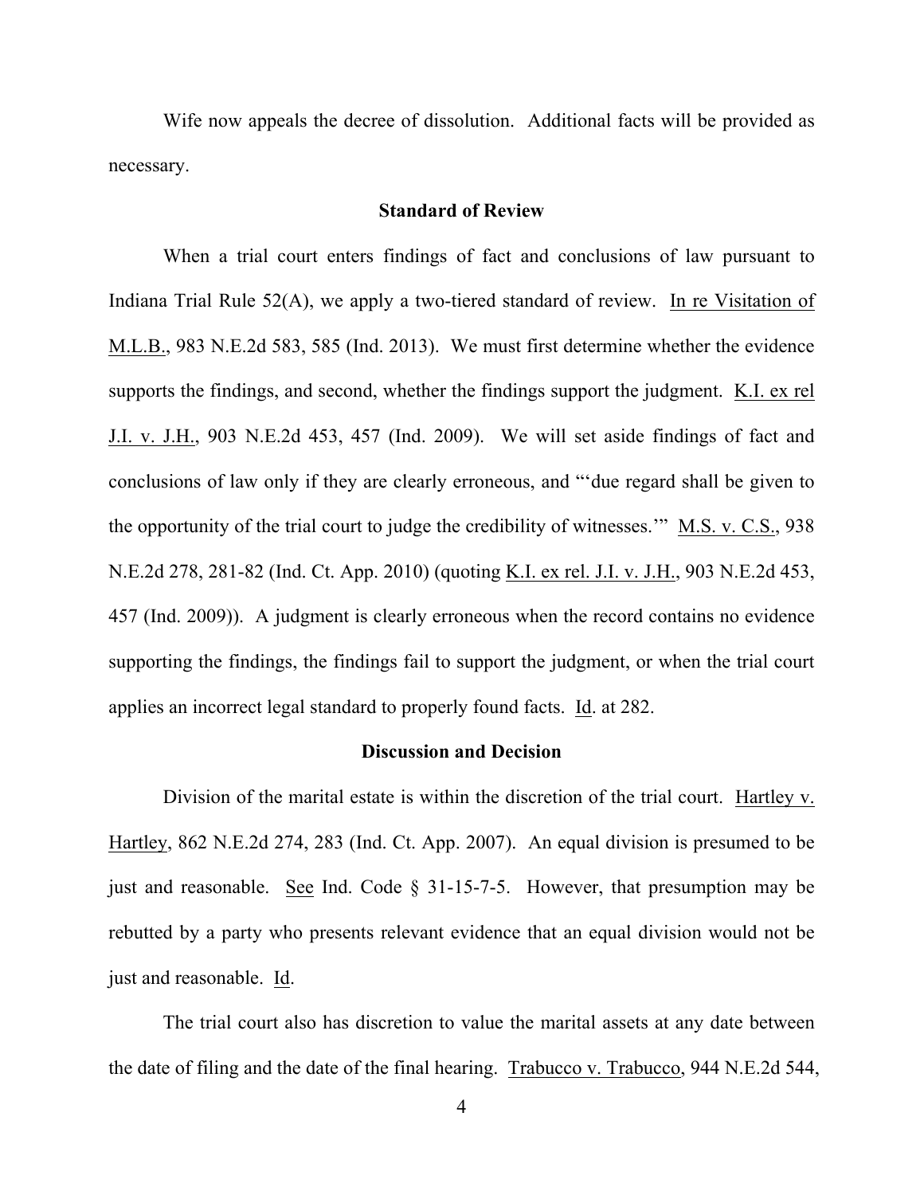Wife now appeals the decree of dissolution. Additional facts will be provided as necessary.

**Standard of Review**

When a trial court enters findings of fact and conclusions of law pursuant to Indiana Trial Rule 52(A), we apply a two-tiered standard of review. In re Visitation of M.L.B., 983 N.E.2d 583, 585 (Ind. 2013). We must first determine whether the evidence supports the findings, and second, whether the findings support the judgment. K.I. ex rel J.I. v. J.H., 903 N.E.2d 453, 457 (Ind. 2009). We will set aside findings of fact and conclusions of law only if they are clearly erroneous, and "'due regard shall be given to the opportunity of the trial court to judge the credibility of witnesses.'" M.S. v. C.S., 938 N.E.2d 278, 281-82 (Ind. Ct. App. 2010) (quoting K.I. ex rel. J.I. v. J.H., 903 N.E.2d 453, 457 (Ind. 2009)). A judgment is clearly erroneous when the record contains no evidence supporting the findings, the findings fail to support the judgment, or when the trial court applies an incorrect legal standard to properly found facts. Id. at 282.

**Discussion and Decision**

Division of the marital estate is within the discretion of the trial court. Hartley v. Hartley, 862 N.E.2d 274, 283 (Ind. Ct. App. 2007). An equal division is presumed to be just and reasonable. See Ind. Code § 31-15-7-5. However, that presumption may be rebutted by a party who presents relevant evidence that an equal division would not be just and reasonable. Id.

The trial court also has discretion to value the marital assets at any date between the date of filing and the date of the final hearing. Trabucco v. Trabucco, 944 N.E.2d 544,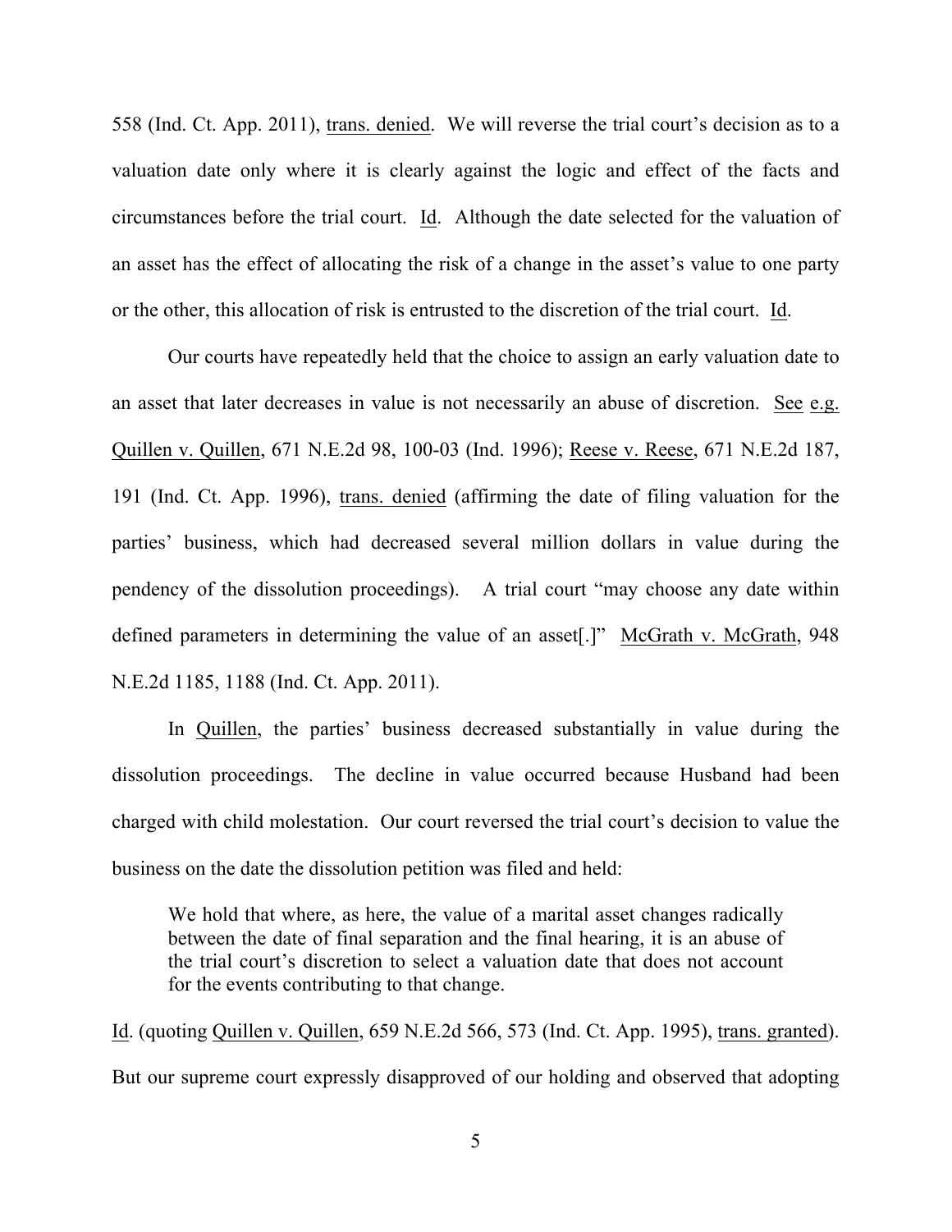558 (Ind. Ct. App. 2011), trans. denied. We will reverse the trial court's decision as to a valuation date only where it is clearly against the logic and effect of the facts and circumstances before the trial court. Id. Although the date selected for the valuation of an asset has the effect of allocating the risk of a change in the asset's value to one party or the other, this allocation of risk is entrusted to the discretion of the trial court. Id.

Our courts have repeatedly held that the choice to assign an early valuation date to an asset that later decreases in value is not necessarily an abuse of discretion. See e.g. Quillen v. Quillen, 671 N.E.2d 98, 100-03 (Ind. 1996); Reese v. Reese, 671 N.E.2d 187, 191 (Ind. Ct. App. 1996), trans. denied (affirming the date of filing valuation for the parties' business, which had decreased several million dollars in value during the pendency of the dissolution proceedings). A trial court "may choose any date within defined parameters in determining the value of an asset[.]" McGrath v. McGrath, 948 N.E.2d 1185, 1188 (Ind. Ct. App. 2011).

In Quillen, the parties' business decreased substantially in value during the dissolution proceedings. The decline in value occurred because Husband had been charged with child molestation. Our court reversed the trial court's decision to value the business on the date the dissolution petition was filed and held:

> We hold that where, as here, the value of a marital asset changes radically between the date of final separation and the final hearing, it is an abuse of the trial court's discretion to select a valuation date that does not account for the events contributing to that change.

Id. (quoting Quillen v. Quillen, 659 N.E.2d 566, 573 (Ind. Ct. App. 1995), trans. granted). But our supreme court expressly disapproved of our holding and observed that adopting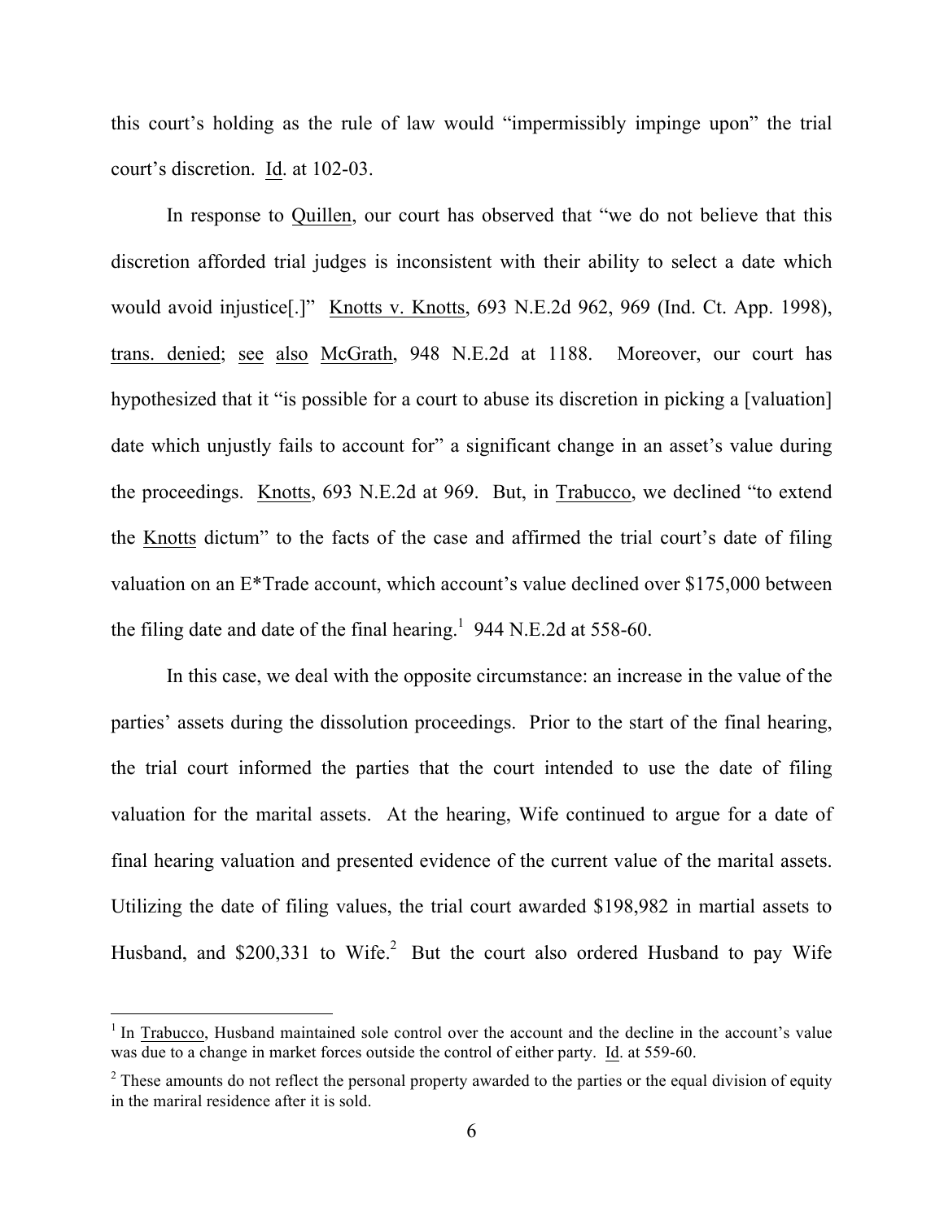this court's holding as the rule of law would "impermissibly impinge upon" the trial court's discretion. Id. at 102-03.

In response to Quillen, our court has observed that "we do not believe that this discretion afforded trial judges is inconsistent with their ability to select a date which would avoid injustice[.]" Knotts v. Knotts, 693 N.E.2d 962, 969 (Ind. Ct. App. 1998), trans. denied; see also McGrath, 948 N.E.2d at 1188. Moreover, our court has hypothesized that it "is possible for a court to abuse its discretion in picking a [valuation] date which unjustly fails to account for" a significant change in an asset's value during the proceedings. Knotts, 693 N.E.2d at 969. But, in Trabucco, we declined "to extend the Knotts dictum" to the facts of the case and affirmed the trial court's date of filing valuation on an E*Trade account, which account's value declined over $175,000 between the filing date and date of the final hearing.[1] 944 N.E.2d at 558-60.

In this case, we deal with the opposite circumstance: an increase in the value of the parties' assets during the dissolution proceedings. Prior to the start of the final hearing, the trial court informed the parties that the court intended to use the date of filing valuation for the marital assets. At the hearing, Wife continued to argue for a date of final hearing valuation and presented evidence of the current value of the marital assets. Utilizing the date of filing values, the trial court awarded $198,982 in martial assets to Husband, and $200,331 to Wife.[2] But the court also ordered Husband to pay Wife

---

[1] In Trabucco, Husband maintained sole control over the account and the decline in the account's value was due to a change in market forces outside the control of either party. Id. at 559-60.

[2] These amounts do not reflect the personal property awarded to the parties or the equal division of equity in the mariral residence after it is sold.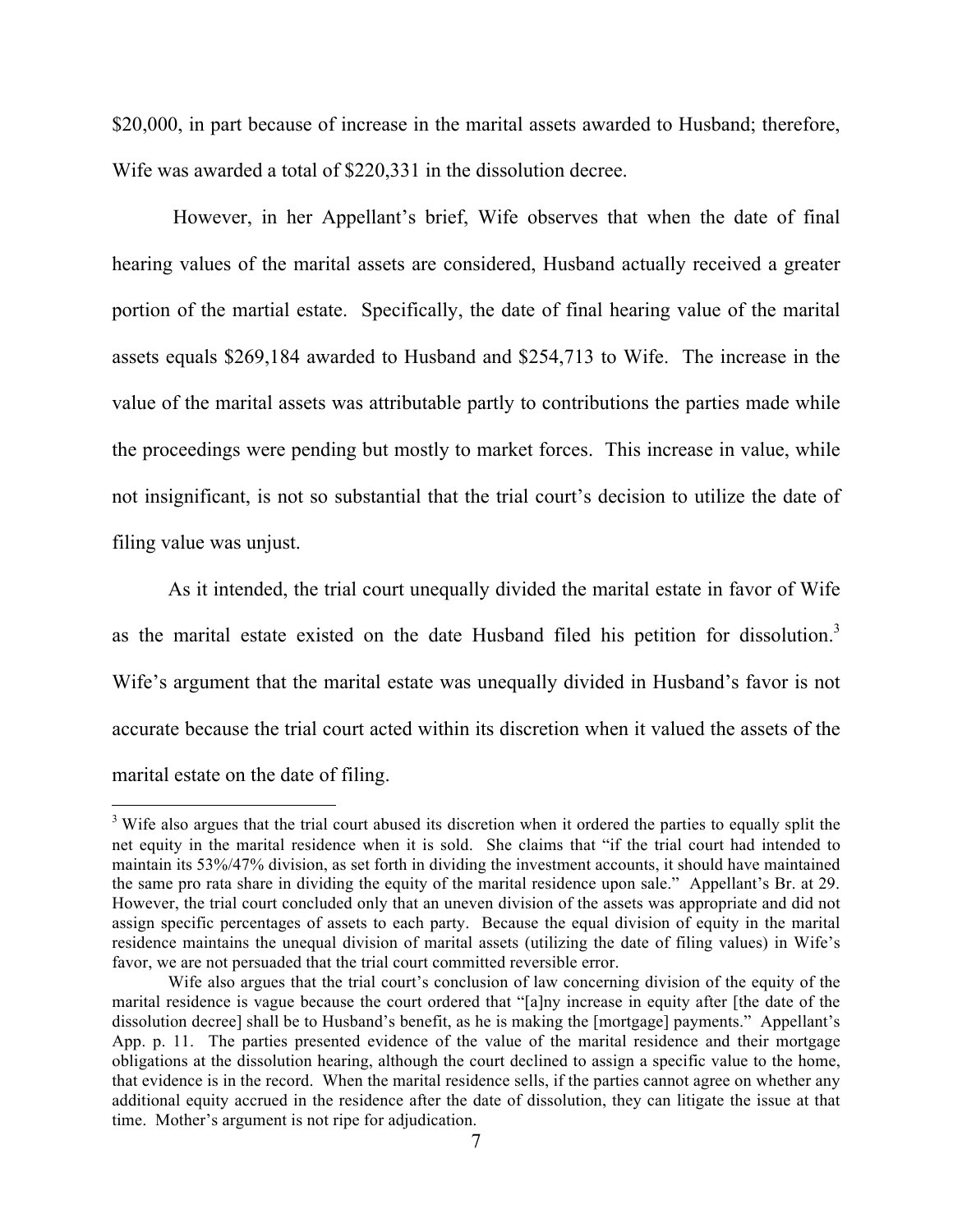$20,000, in part because of increase in the marital assets awarded to Husband; therefore, Wife was awarded a total of $220,331 in the dissolution decree.

However, in her Appellant's brief, Wife observes that when the date of final hearing values of the marital assets are considered, Husband actually received a greater portion of the martial estate. Specifically, the date of final hearing value of the marital assets equals $269,184 awarded to Husband and $254,713 to Wife. The increase in the value of the marital assets was attributable partly to contributions the parties made while the proceedings were pending but mostly to market forces. This increase in value, while not insignificant, is not so substantial that the trial court's decision to utilize the date of filing value was unjust.

As it intended, the trial court unequally divided the marital estate in favor of Wife as the marital estate existed on the date Husband filed his petition for dissolution.[3] Wife's argument that the marital estate was unequally divided in Husband's favor is not accurate because the trial court acted within its discretion when it valued the assets of the marital estate on the date of filing.

---

[3] Wife also argues that the trial court abused its discretion when it ordered the parties to equally split the net equity in the marital residence when it is sold. She claims that "if the trial court had intended to maintain its 53%/47% division, as set forth in dividing the investment accounts, it should have maintained the same pro rata share in dividing the equity of the marital residence upon sale." Appellant's Br. at 29. However, the trial court concluded only that an uneven division of the assets was appropriate and did not assign specific percentages of assets to each party. Because the equal division of equity in the marital residence maintains the unequal division of marital assets (utilizing the date of filing values) in Wife's favor, we are not persuaded that the trial court committed reversible error.

Wife also argues that the trial court's conclusion of law concerning division of the equity of the marital residence is vague because the court ordered that "[a]ny increase in equity after [the date of the dissolution decree] shall be to Husband's benefit, as he is making the [mortgage] payments." Appellant's App. p. 11. The parties presented evidence of the value of the marital residence and their mortgage obligations at the dissolution hearing, although the court declined to assign a specific value to the home, that evidence is in the record. When the marital residence sells, if the parties cannot agree on whether any additional equity accrued in the residence after the date of dissolution, they can litigate the issue at that time. Mother's argument is not ripe for adjudication.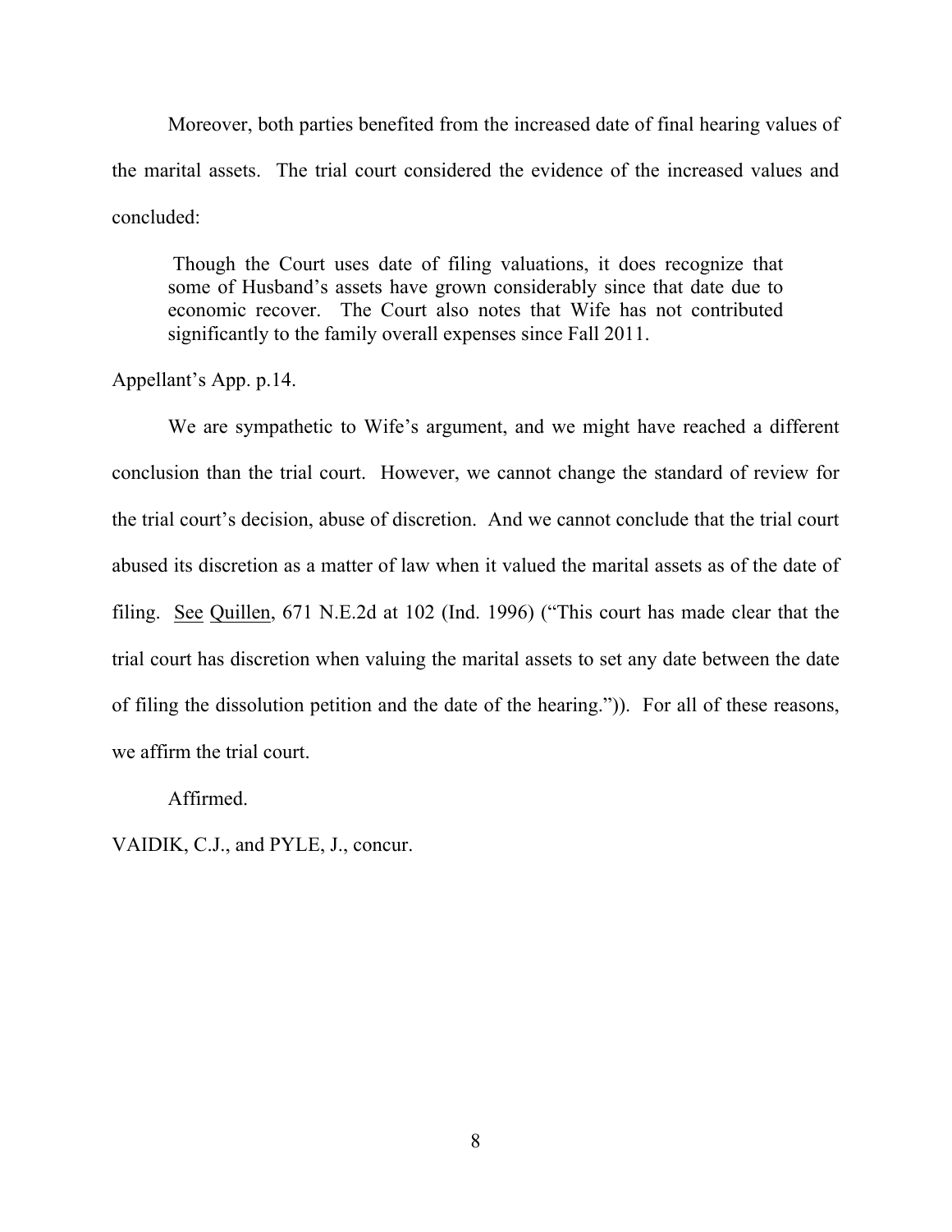Moreover, both parties benefited from the increased date of final hearing values of the marital assets. The trial court considered the evidence of the increased values and concluded:

> Though the Court uses date of filing valuations, it does recognize that some of Husband's assets have grown considerably since that date due to economic recover. The Court also notes that Wife has not contributed significantly to the family overall expenses since Fall 2011.

Appellant's App. p.14.

We are sympathetic to Wife's argument, and we might have reached a different conclusion than the trial court. However, we cannot change the standard of review for the trial court's decision, abuse of discretion. And we cannot conclude that the trial court abused its discretion as a matter of law when it valued the marital assets as of the date of filing. See Quillen, 671 N.E.2d at 102 (Ind. 1996) ("This court has made clear that the trial court has discretion when valuing the marital assets to set any date between the date of filing the dissolution petition and the date of the hearing.")). For all of these reasons, we affirm the trial court.

Affirmed.

VAIDIK, C.J., and PYLE, J., concur.